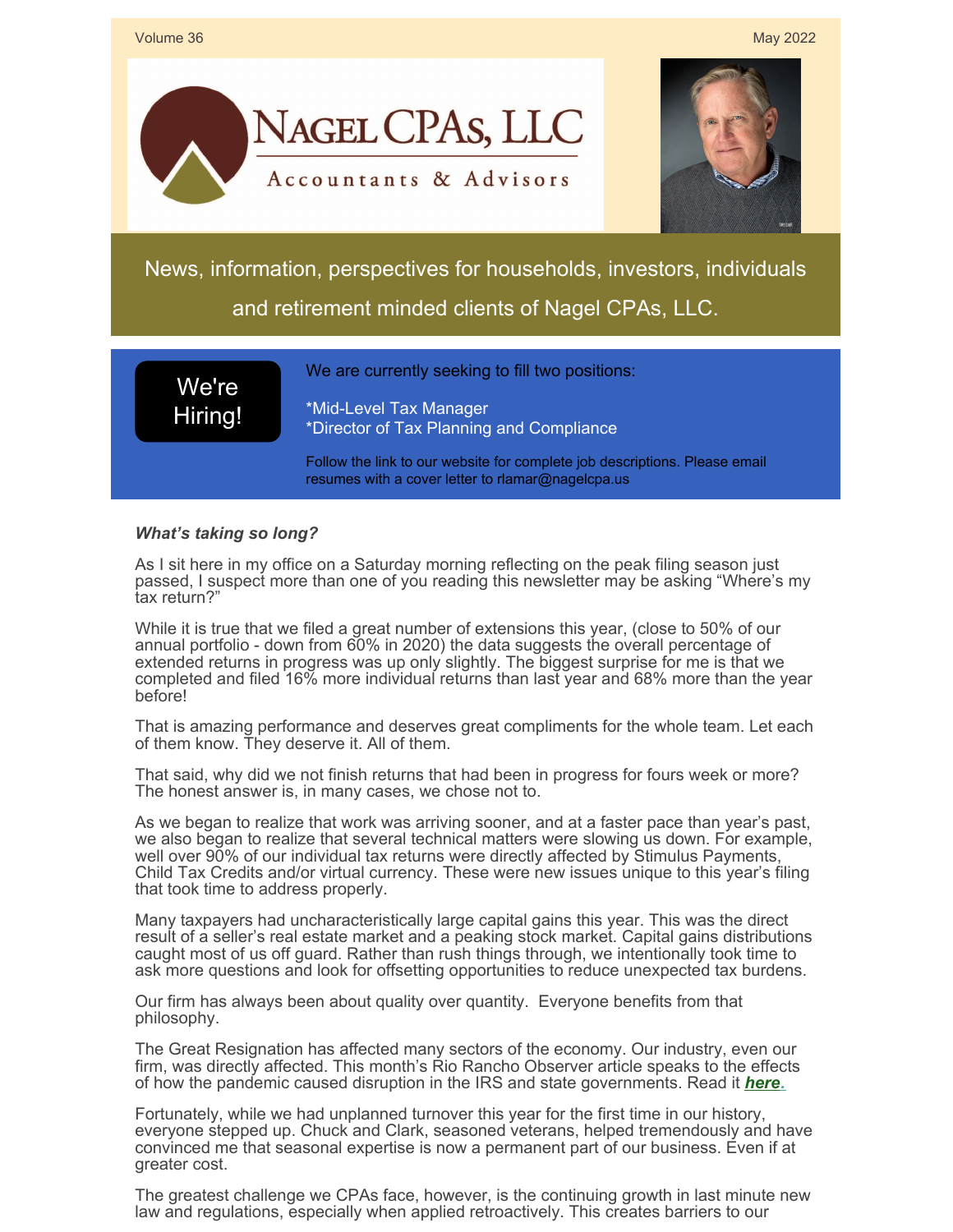Volume 36 May 2022

# Nagel CPAs, LLC

Accountants & Advisors

News, information, perspectives for households, investors, individuals and retirement minded clients of Nagel CPAs, LLC.

**We're Hiring!**

We are currently seeking to fill two positions:

*Mid-Level Tax Manager
*Director of Tax Planning and Compliance

Follow the link to our website for complete job descriptions. Please email resumes with a cover letter to rlamar@nagelcpa.us

***What's taking so long?***

As I sit here in my office on a Saturday morning reflecting on the peak filing season just passed, I suspect more than one of you reading this newsletter may be asking "Where's my tax return?"

While it is true that we filed a great number of extensions this year, (close to 50% of our annual portfolio - down from 60% in 2020) the data suggests the overall percentage of extended returns in progress was up only slightly. The biggest surprise for me is that we completed and filed 16% more individual returns than last year and 68% more than the year before!

That is amazing performance and deserves great compliments for the whole team. Let each of them know. They deserve it. All of them.

That said, why did we not finish returns that had been in progress for fours week or more? The honest answer is, in many cases, we chose not to.

As we began to realize that work was arriving sooner, and at a faster pace than year's past, we also began to realize that several technical matters were slowing us down. For example, well over 90% of our individual tax returns were directly affected by Stimulus Payments, Child Tax Credits and/or virtual currency. These were new issues unique to this year's filing that took time to address properly.

Many taxpayers had uncharacteristically large capital gains this year. This was the direct result of a seller's real estate market and a peaking stock market. Capital gains distributions caught most of us off guard. Rather than rush things through, we intentionally took time to ask more questions and look for offsetting opportunities to reduce unexpected tax burdens.

Our firm has always been about quality over quantity. Everyone benefits from that philosophy.

The Great Resignation has affected many sectors of the economy. Our industry, even our firm, was directly affected. This month's Rio Rancho Observer article speaks to the effects of how the pandemic caused disruption in the IRS and state governments. Read it ***here.***

Fortunately, while we had unplanned turnover this year for the first time in our history, everyone stepped up. Chuck and Clark, seasoned veterans, helped tremendously and have convinced me that seasonal expertise is now a permanent part of our business. Even if at greater cost.

The greatest challenge we CPAs face, however, is the continuing growth in last minute new law and regulations, especially when applied retroactively. This creates barriers to our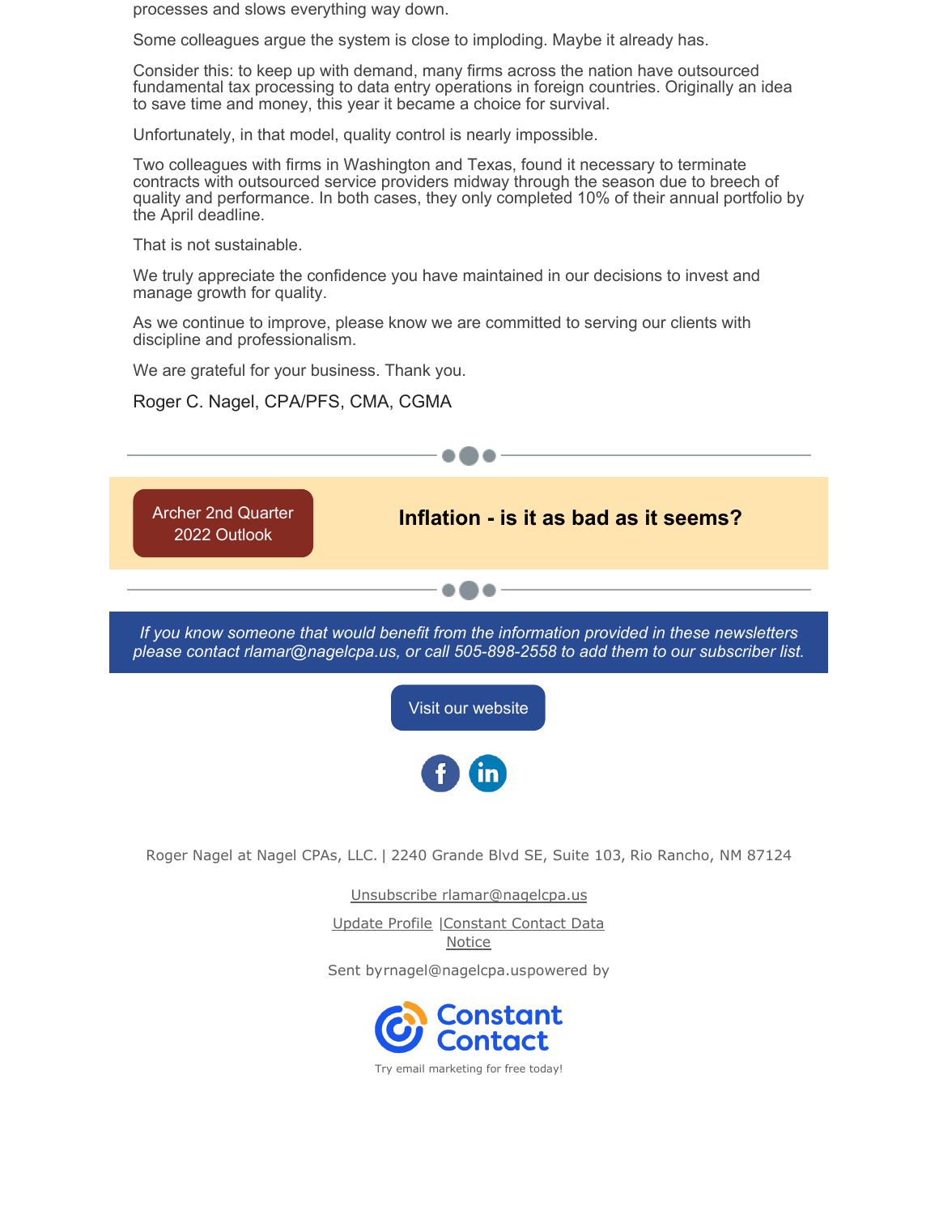processes and slows everything way down.

Some colleagues argue the system is close to imploding. Maybe it already has.

Consider this: to keep up with demand, many firms across the nation have outsourced fundamental tax processing to data entry operations in foreign countries. Originally an idea to save time and money, this year it became a choice for survival.

Unfortunately, in that model, quality control is nearly impossible.

Two colleagues with firms in Washington and Texas, found it necessary to terminate contracts with outsourced service providers midway through the season due to breech of quality and performance. In both cases, they only completed 10% of their annual portfolio by the April deadline.

That is not sustainable.

We truly appreciate the confidence you have maintained in our decisions to invest and manage growth for quality.

As we continue to improve, please know we are committed to serving our clients with discipline and professionalism.

We are grateful for your business. Thank you.

Roger C. Nagel, CPA/PFS, CMA, CGMA

---

Archer 2nd Quarter 2022 Outlook

**Inflation - is it as bad as it seems?**

---

*If you know someone that would benefit from the information provided in these newsletters please contact rlamar@nagelcpa.us, or call 505-898-2558 to add them to our subscriber list.*

Visit our website

Roger Nagel at Nagel CPAs, LLC. | 2240 Grande Blvd SE, Suite 103, Rio Rancho, NM 87124

Unsubscribe rlamar@nagelcpa.us

Update Profile |Constant Contact Data Notice

Sent byrnagel@nagelcpa.uspowered by

Constant Contact

Try email marketing for free today!